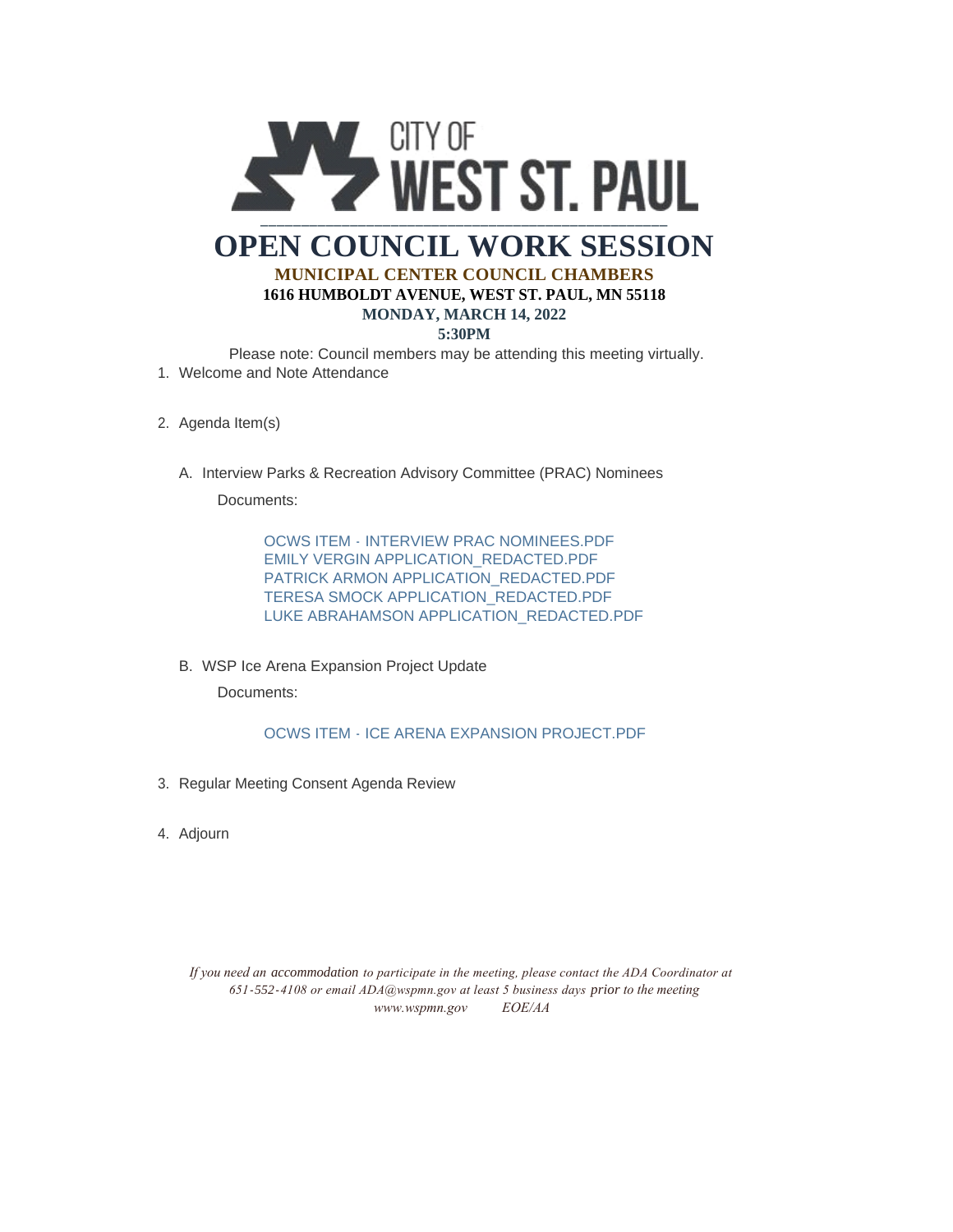CITY OF WEST ST. PAUL

# OPEN COUNCIL WORK SESSION

**MUNICIPAL CENTER COUNCIL CHAMBERS**

**1616 HUMBOLDT AVENUE, WEST ST. PAUL, MN 55118**

**MONDAY, MARCH 14, 2022**

**5:30PM**

Please note: Council members may be attending this meeting virtually.

1. Welcome and Note Attendance

2. Agenda Item(s)

   A. Interview Parks & Recreation Advisory Committee (PRAC) Nominees

      Documents:

      OCWS ITEM - INTERVIEW PRAC NOMINEES.PDF
      EMILY VERGIN APPLICATION_REDACTED.PDF
      PATRICK ARMON APPLICATION_REDACTED.PDF
      TERESA SMOCK APPLICATION_REDACTED.PDF
      LUKE ABRAHAMSON APPLICATION_REDACTED.PDF

   B. WSP Ice Arena Expansion Project Update

      Documents:

      OCWS ITEM - ICE ARENA EXPANSION PROJECT.PDF

3. Regular Meeting Consent Agenda Review

4. Adjourn

*If you need an accommodation to participate in the meeting, please contact the ADA Coordinator at 651-552-4108 or email ADA@wspmn.gov at least 5 business days prior to the meeting*
*www.wspmn.gov EOE/AA*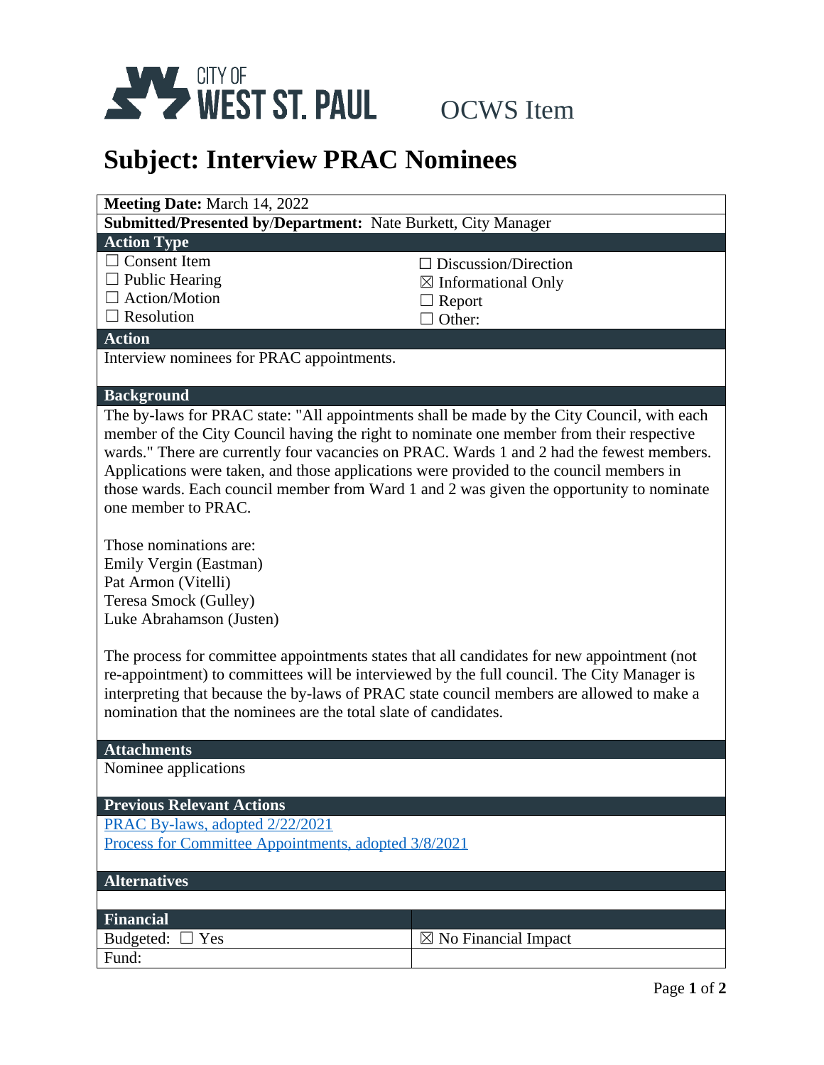CITY OF WEST ST. PAUL

OCWS Item

# Subject: Interview PRAC Nominees

**Meeting Date:** March 14, 2022

**Submitted/Presented by/Department:** Nate Burkett, City Manager

## Action Type

☐ Consent Item
☐ Public Hearing
☐ Action/Motion
☐ Resolution
☐ Discussion/Direction
☒ Informational Only
☐ Report
☐ Other:

## Action

Interview nominees for PRAC appointments.

## Background

The by-laws for PRAC state: "All appointments shall be made by the City Council, with each member of the City Council having the right to nominate one member from their respective wards." There are currently four vacancies on PRAC. Wards 1 and 2 had the fewest members. Applications were taken, and those applications were provided to the council members in those wards. Each council member from Ward 1 and 2 was given the opportunity to nominate one member to PRAC.

Those nominations are:
Emily Vergin (Eastman)
Pat Armon (Vitelli)
Teresa Smock (Gulley)
Luke Abrahamson (Justen)

The process for committee appointments states that all candidates for new appointment (not re-appointment) to committees will be interviewed by the full council. The City Manager is interpreting that because the by-laws of PRAC state council members are allowed to make a nomination that the nominees are the total slate of candidates.

## Attachments

Nominee applications

## Previous Relevant Actions

PRAC By-laws, adopted 2/22/2021
Process for Committee Appointments, adopted 3/8/2021

## Alternatives

## Financial

| Budgeted: ☐ Yes | ☒ No Financial Impact |
|---|---|
| Fund: | |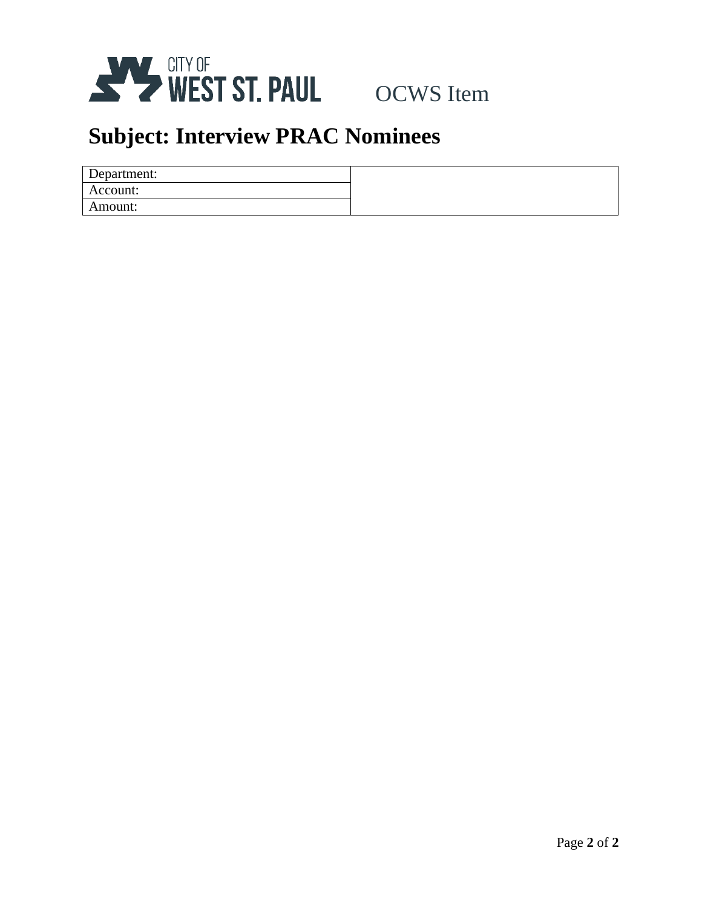CITY OF WEST ST. PAUL OCWS Item

# Subject: Interview PRAC Nominees

| Department: | |
|---|---|
| Account: | |
| Amount: | |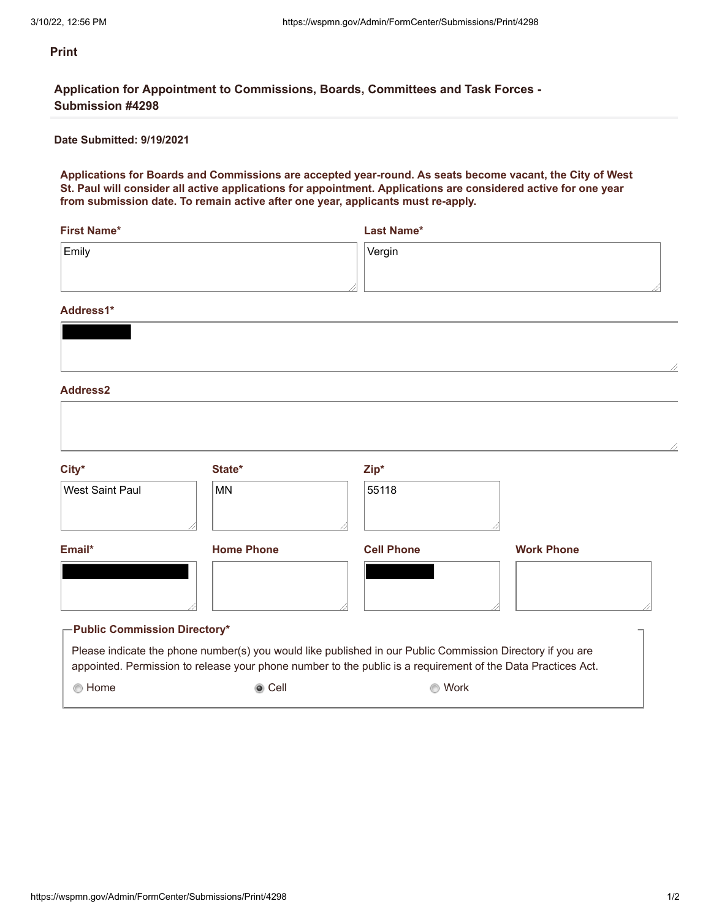**Print**

## Application for Appointment to Commissions, Boards, Committees and Task Forces - Submission #4298

**Date Submitted: 9/19/2021**

**Applications for Boards and Commissions are accepted year-round. As seats become vacant, the City of West St. Paul will consider all active applications for appointment. Applications are considered active for one year from submission date. To remain active after one year, applicants must re-apply.**

**First Name***

Emily

**Last Name***

Vergin

**Address1***

[REDACTED]

**Address2**

**City***

West Saint Paul

**State***

MN

**Zip***

55118

**Email***

[REDACTED]

**Home Phone**

**Cell Phone**

[REDACTED]

**Work Phone**

**Public Commission Directory***

Please indicate the phone number(s) you would like published in our Public Commission Directory if you are appointed. Permission to release your phone number to the public is a requirement of the Data Practices Act.

- ○ Home
- ● Cell
- ○ Work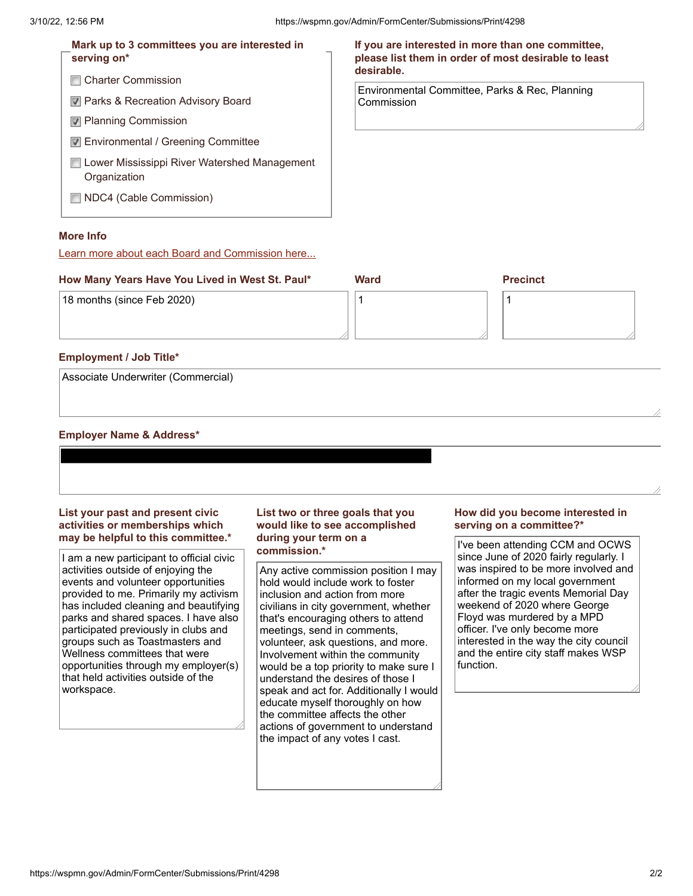**Mark up to 3 committees you are interested in serving on***

- [ ] Charter Commission
- [x] Parks & Recreation Advisory Board
- [x] Planning Commission
- [x] Environmental / Greening Committee
- [ ] Lower Mississippi River Watershed Management Organization
- [ ] NDC4 (Cable Commission)

**If you are interested in more than one committee, please list them in order of most desirable to least desirable.**

Environmental Committee, Parks & Rec, Planning Commission

**More Info**

Learn more about each Board and Commission here...

**How Many Years Have You Lived in West St. Paul***

18 months (since Feb 2020)

**Ward**

1

**Precinct**

1

**Employment / Job Title***

Associate Underwriter (Commercial)

**Employer Name & Address***

[REDACTED]

**List your past and present civic activities or memberships which may be helpful to this committee.***

I am a new participant to official civic activities outside of enjoying the events and volunteer opportunities provided to me. Primarily my activism has included cleaning and beautifying parks and shared spaces. I have also participated previously in clubs and groups such as Toastmasters and Wellness committees that were opportunities through my employer(s) that held activities outside of the workspace.

**List two or three goals that you would like to see accomplished during your term on a commission.***

Any active commission position I may hold would include work to foster inclusion and action from more civilians in city government, whether that's encouraging others to attend meetings, send in comments, volunteer, ask questions, and more. Involvement within the community would be a top priority to make sure I understand the desires of those I speak and act for. Additionally I would educate myself thoroughly on how the committee affects the other actions of government to understand the impact of any votes I cast.

**How did you become interested in serving on a committee?***

I've been attending CCM and OCWS since June of 2020 fairly regularly. I was inspired to be more involved and informed on my local government after the tragic events Memorial Day weekend of 2020 where George Floyd was murdered by a MPD officer. I've only become more interested in the way the city council and the entire city staff makes WSP function.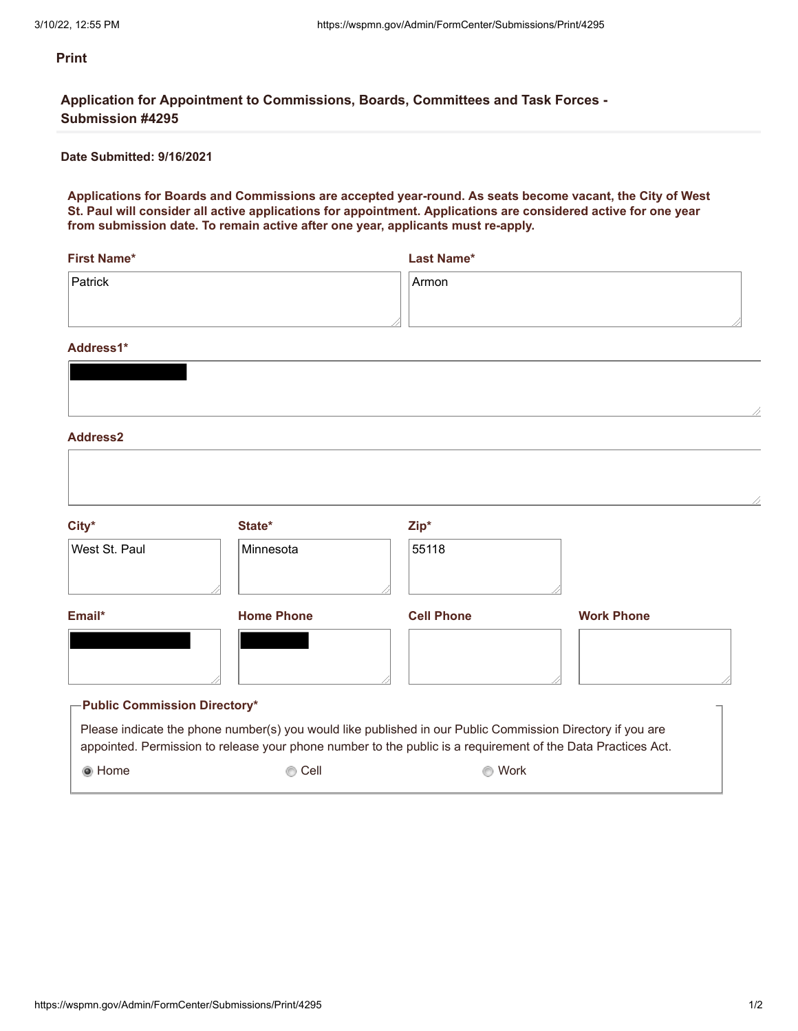Print

## Application for Appointment to Commissions, Boards, Committees and Task Forces - Submission #4295

**Date Submitted: 9/16/2021**

**Applications for Boards and Commissions are accepted year-round. As seats become vacant, the City of West St. Paul will consider all active applications for appointment. Applications are considered active for one year from submission date. To remain active after one year, applicants must re-apply.**

**First Name***

Patrick

**Last Name***

Armon

**Address1***

█████████

**Address2**

**City***

West St. Paul

**State***

Minnesota

**Zip***

55118

**Email***

█████████

**Home Phone**

█████

**Cell Phone**

**Work Phone**

**Public Commission Directory***

Please indicate the phone number(s) you would like published in our Public Commission Directory if you are appointed. Permission to release your phone number to the public is a requirement of the Data Practices Act.

- (●) Home
- ( ) Cell
- ( ) Work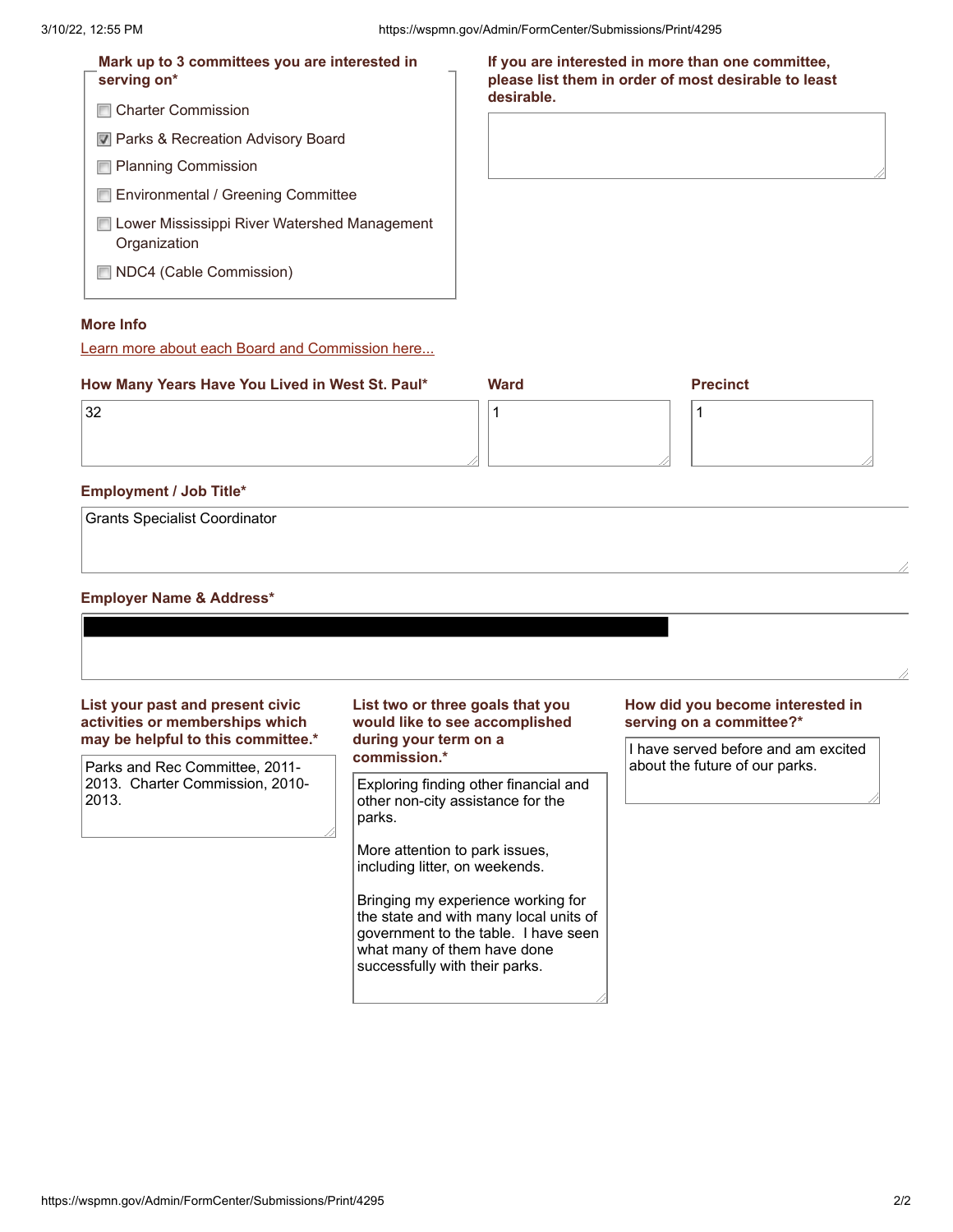**Mark up to 3 committees you are interested in serving on***

- [ ] Charter Commission
- [x] Parks & Recreation Advisory Board
- [ ] Planning Commission
- [ ] Environmental / Greening Committee
- [ ] Lower Mississippi River Watershed Management Organization
- [ ] NDC4 (Cable Commission)

**If you are interested in more than one committee, please list them in order of most desirable to least desirable.**

**More Info**

Learn more about each Board and Commission here...

**How Many Years Have You Lived in West St. Paul***

32

**Ward**

1

**Precinct**

1

**Employment / Job Title***

Grants Specialist Coordinator

**Employer Name & Address***

█████████████████████████

**List your past and present civic activities or memberships which may be helpful to this committee.***

Parks and Rec Committee, 2011-2013. Charter Commission, 2010-2013.

**List two or three goals that you would like to see accomplished during your term on a commission.***

Exploring finding other financial and other non-city assistance for the parks.

More attention to park issues, including litter, on weekends.

Bringing my experience working for the state and with many local units of government to the table. I have seen what many of them have done successfully with their parks.

**How did you become interested in serving on a committee?***

I have served before and am excited about the future of our parks.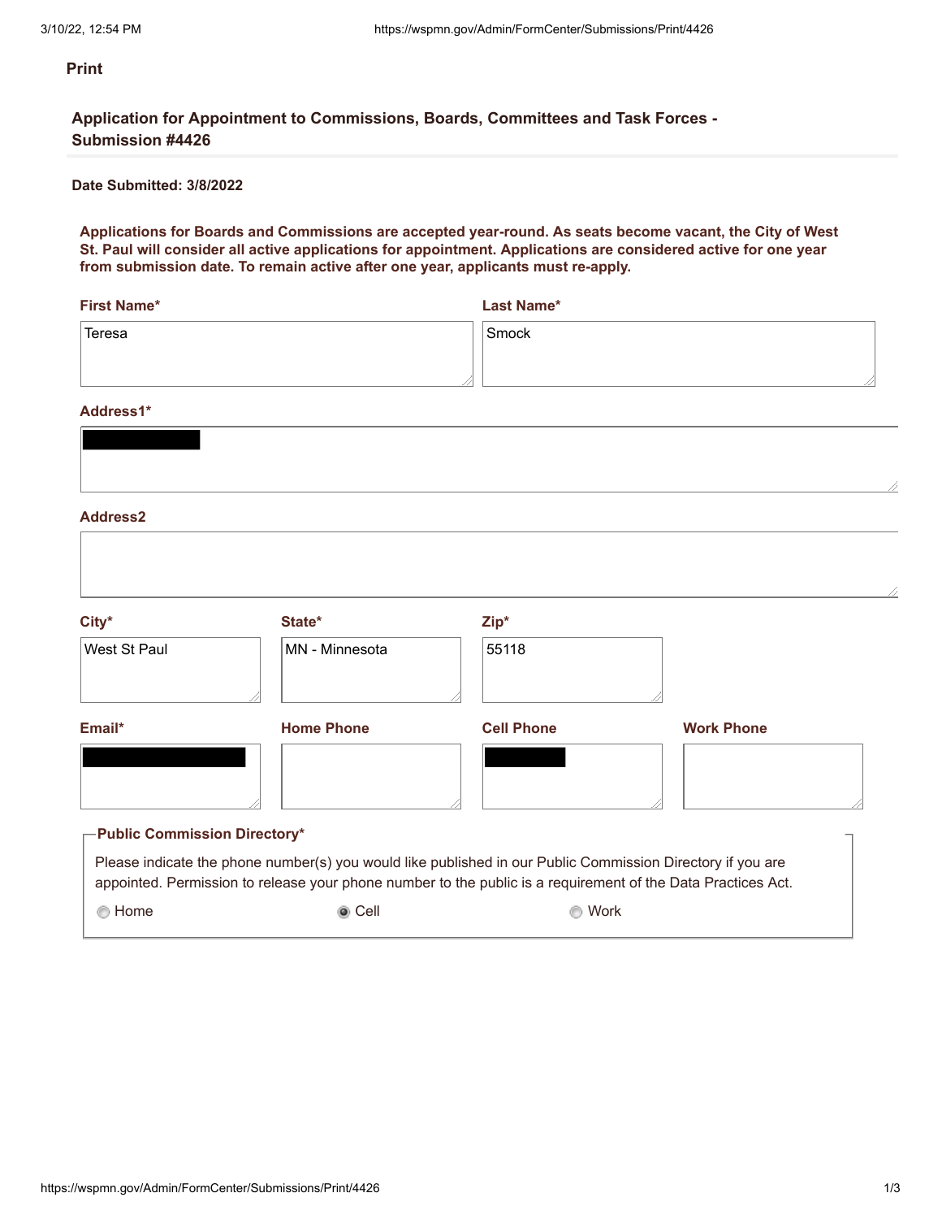Print

## Application for Appointment to Commissions, Boards, Committees and Task Forces - Submission #4426

**Date Submitted: 3/8/2022**

**Applications for Boards and Commissions are accepted year-round. As seats become vacant, the City of West St. Paul will consider all active applications for appointment. Applications are considered active for one year from submission date. To remain active after one year, applicants must re-apply.**

**First Name***

Teresa

**Last Name***

Smock

**Address1***

[REDACTED]

**Address2**

**City***

West St Paul

**State***

MN - Minnesota

**Zip***

55118

**Email***

[REDACTED]

**Home Phone**

**Cell Phone**

[REDACTED]

**Work Phone**

**Public Commission Directory***

Please indicate the phone number(s) you would like published in our Public Commission Directory if you are appointed. Permission to release your phone number to the public is a requirement of the Data Practices Act.

- ○ Home
- ● Cell
- ○ Work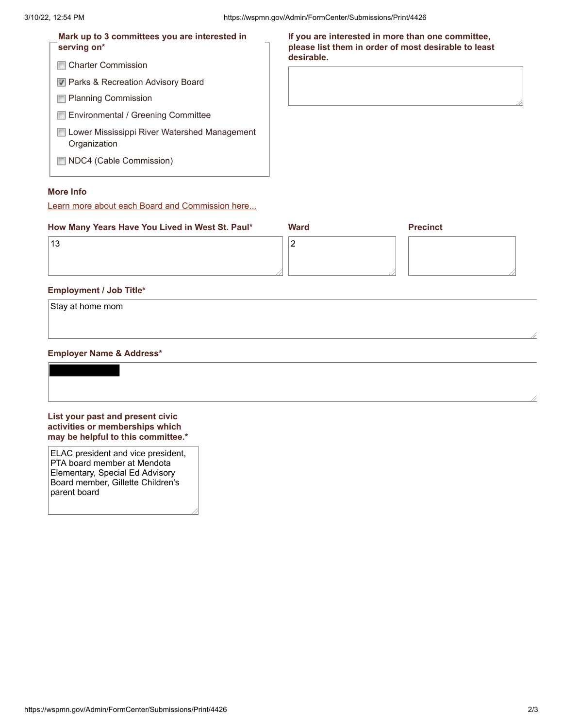**Mark up to 3 committees you are interested in serving on***

- [ ] Charter Commission
- [x] Parks & Recreation Advisory Board
- [ ] Planning Commission
- [ ] Environmental / Greening Committee
- [ ] Lower Mississippi River Watershed Management Organization
- [ ] NDC4 (Cable Commission)

**If you are interested in more than one committee, please list them in order of most desirable to least desirable.**

**More Info**

[Learn more about each Board and Commission here...](#)

| How Many Years Have You Lived in West St. Paul* | Ward | Precinct |
|---|---|---|
| 13 | 2 | |

**Employment / Job Title***

Stay at home mom

**Employer Name & Address***

[REDACTED]

**List your past and present civic activities or memberships which may be helpful to this committee.***

ELAC president and vice president, PTA board member at Mendota Elementary, Special Ed Advisory Board member, Gillette Children's parent board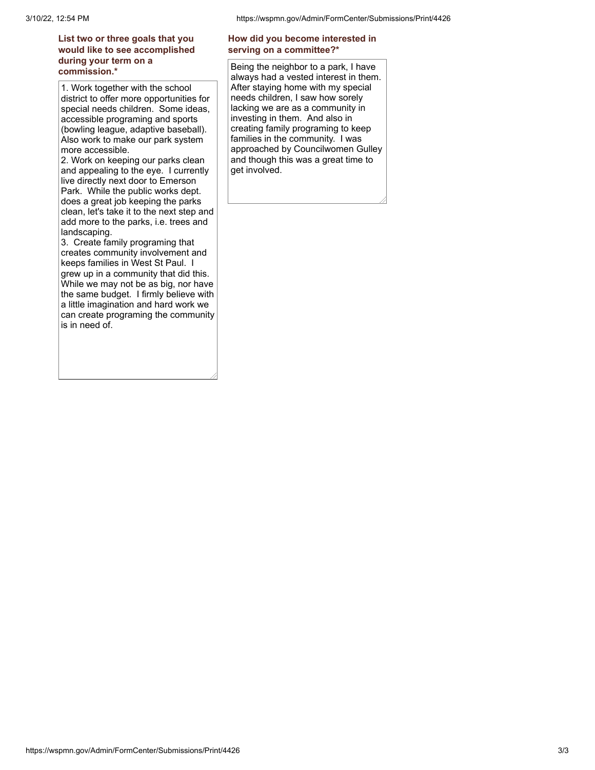**List two or three goals that you would like to see accomplished during your term on a commission.***

1. Work together with the school district to offer more opportunities for special needs children. Some ideas, accessible programing and sports (bowling league, adaptive baseball). Also work to make our park system more accessible.
2. Work on keeping our parks clean and appealing to the eye. I currently live directly next door to Emerson Park. While the public works dept. does a great job keeping the parks clean, let's take it to the next step and add more to the parks, i.e. trees and landscaping.
3. Create family programing that creates community involvement and keeps families in West St Paul. I grew up in a community that did this. While we may not be as big, nor have the same budget. I firmly believe with a little imagination and hard work we can create programing the community is in need of.

**How did you become interested in serving on a committee?***

Being the neighbor to a park, I have always had a vested interest in them. After staying home with my special needs children, I saw how sorely lacking we are as a community in investing in them. And also in creating family programing to keep families in the community. I was approached by Councilwomen Gulley and though this was a great time to get involved.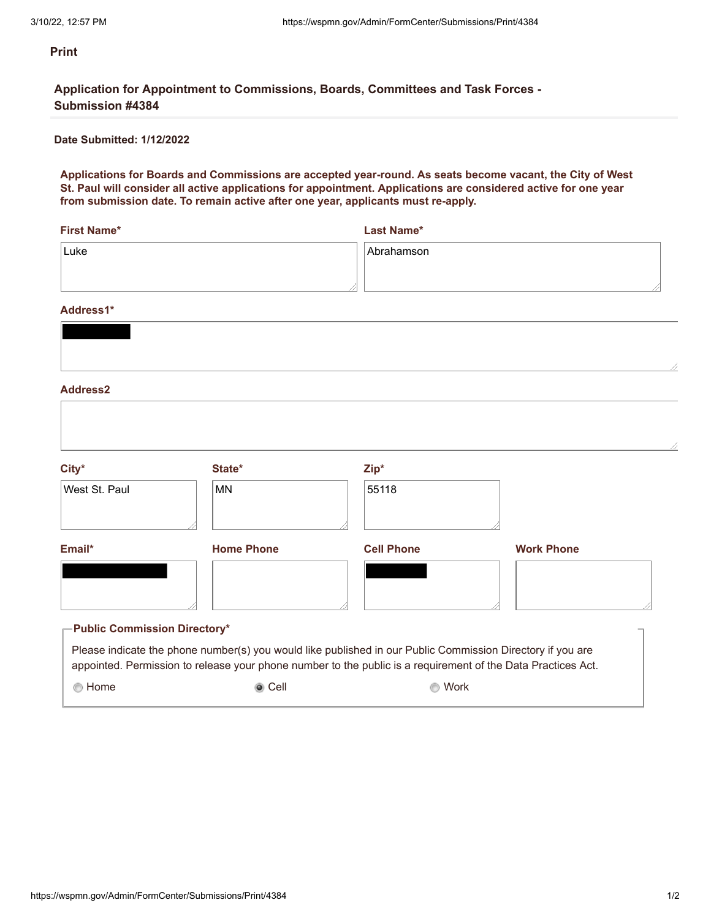Print

## Application for Appointment to Commissions, Boards, Committees and Task Forces - Submission #4384

**Date Submitted: 1/12/2022**

**Applications for Boards and Commissions are accepted year-round. As seats become vacant, the City of West St. Paul will consider all active applications for appointment. Applications are considered active for one year from submission date. To remain active after one year, applicants must re-apply.**

**First Name***

Luke

**Last Name***

Abrahamson

**Address1***

[REDACTED]

**Address2**

**City***

West St. Paul

**State***

MN

**Zip***

55118

**Email***

[REDACTED]

**Home Phone**

**Cell Phone**

[REDACTED]

**Work Phone**

**Public Commission Directory***

Please indicate the phone number(s) you would like published in our Public Commission Directory if you are appointed. Permission to release your phone number to the public is a requirement of the Data Practices Act.

- ○ Home
- ◉ Cell
- ○ Work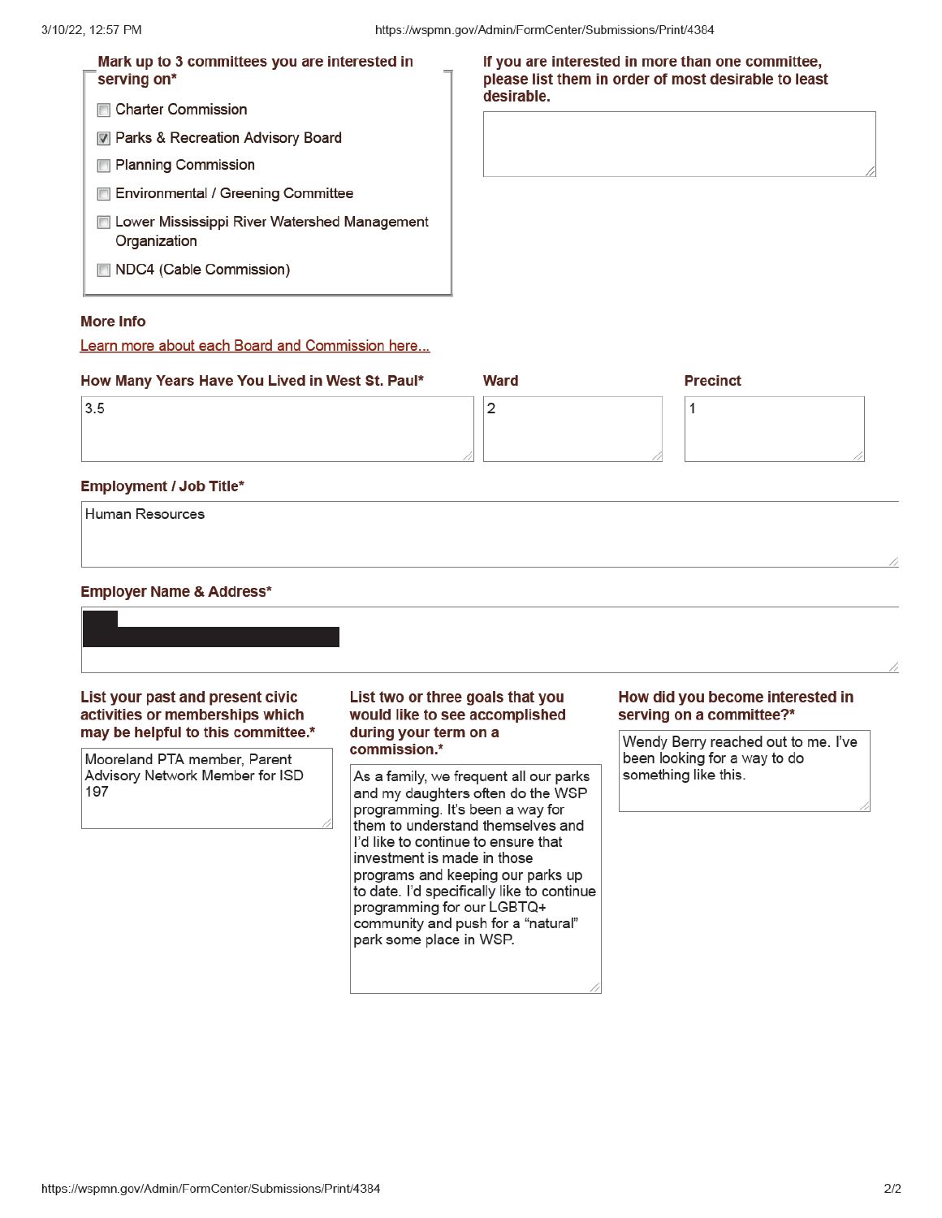**Mark up to 3 committees you are interested in serving on***

- [ ] Charter Commission
- [x] Parks & Recreation Advisory Board
- [ ] Planning Commission
- [ ] Environmental / Greening Committee
- [ ] Lower Mississippi River Watershed Management Organization
- [ ] NDC4 (Cable Commission)

**If you are interested in more than one committee, please list them in order of most desirable to least desirable.**

**More Info**

Learn more about each Board and Commission here...

**How Many Years Have You Lived in West St. Paul***

3.5

**Ward**

2

**Precinct**

1

**Employment / Job Title***

Human Resources

**Employer Name & Address***

[REDACTED]

**List your past and present civic activities or memberships which may be helpful to this committee.***

Mooreland PTA member, Parent Advisory Network Member for ISD 197

**List two or three goals that you would like to see accomplished during your term on a commission.***

As a family, we frequent all our parks and my daughters often do the WSP programming. It's been a way for them to understand themselves and I'd like to continue to ensure that investment is made in those programs and keeping our parks up to date. I'd specifically like to continue programming for our LGBTQ+ community and push for a "natural" park some place in WSP.

**How did you become interested in serving on a committee?***

Wendy Berry reached out to me. I've been looking for a way to do something like this.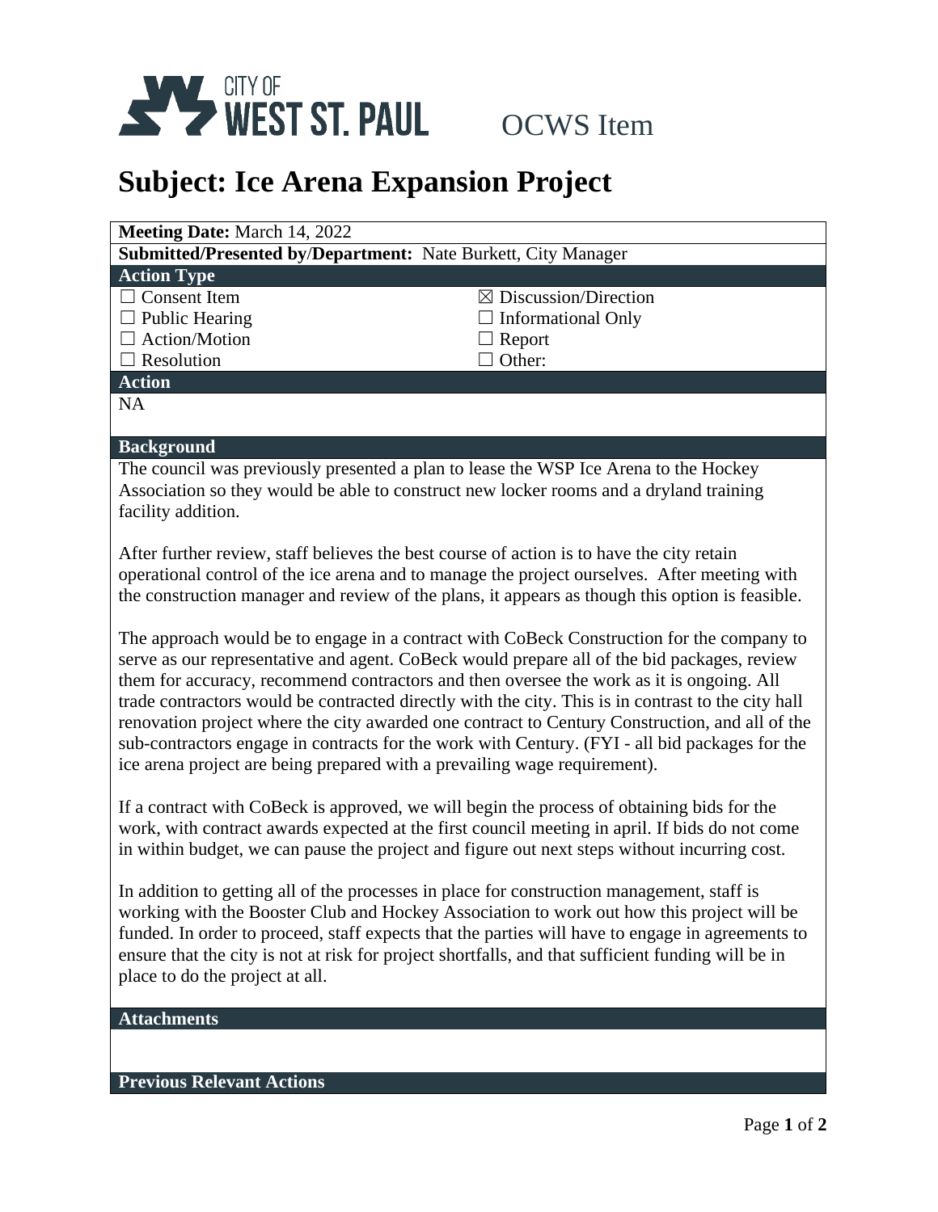CITY OF WEST ST. PAUL OCWS Item

# Subject: Ice Arena Expansion Project

| **Meeting Date:** March 14, 2022 | |
|---|---|
| **Submitted/Presented by/Department:** Nate Burkett, City Manager | |
| **Action Type** | |
| ☐ Consent Item | ☒ Discussion/Direction |
| ☐ Public Hearing | ☐ Informational Only |
| ☐ Action/Motion | ☐ Report |
| ☐ Resolution | ☐ Other: |

**Action**

NA

**Background**

The council was previously presented a plan to lease the WSP Ice Arena to the Hockey Association so they would be able to construct new locker rooms and a dryland training facility addition.

After further review, staff believes the best course of action is to have the city retain operational control of the ice arena and to manage the project ourselves. After meeting with the construction manager and review of the plans, it appears as though this option is feasible.

The approach would be to engage in a contract with CoBeck Construction for the company to serve as our representative and agent. CoBeck would prepare all of the bid packages, review them for accuracy, recommend contractors and then oversee the work as it is ongoing. All trade contractors would be contracted directly with the city. This is in contrast to the city hall renovation project where the city awarded one contract to Century Construction, and all of the sub-contractors engage in contracts for the work with Century. (FYI - all bid packages for the ice arena project are being prepared with a prevailing wage requirement).

If a contract with CoBeck is approved, we will begin the process of obtaining bids for the work, with contract awards expected at the first council meeting in april. If bids do not come in within budget, we can pause the project and figure out next steps without incurring cost.

In addition to getting all of the processes in place for construction management, staff is working with the Booster Club and Hockey Association to work out how this project will be funded. In order to proceed, staff expects that the parties will have to engage in agreements to ensure that the city is not at risk for project shortfalls, and that sufficient funding will be in place to do the project at all.

**Attachments**

**Previous Relevant Actions**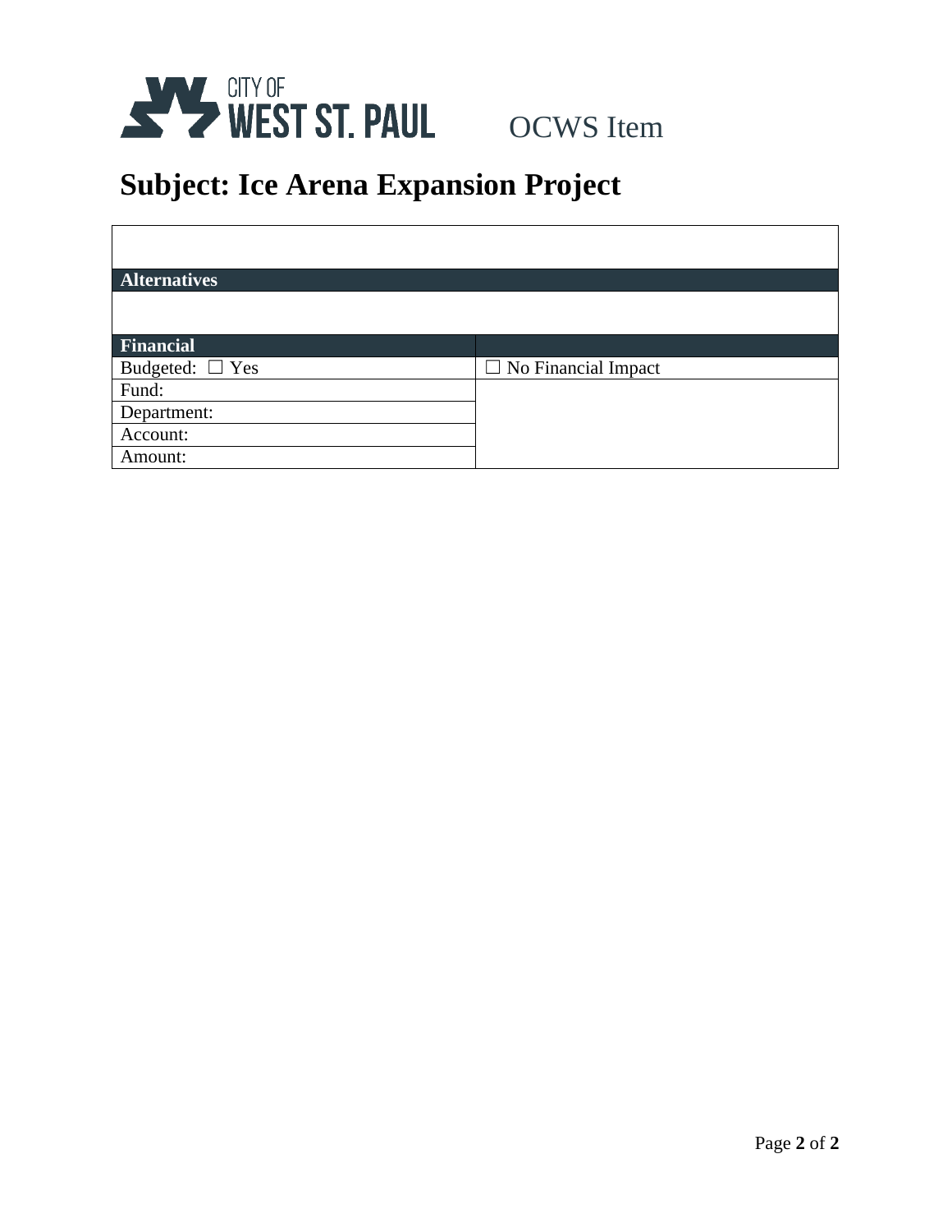CITY OF WEST ST. PAUL

OCWS Item

# Subject: Ice Arena Expansion Project

| | |
|---|---|
| **Alternatives** | |
| | |
| **Financial** | |
| Budgeted: ☐ Yes | ☐ No Financial Impact |
| Fund: | |
| Department: | |
| Account: | |
| Amount: | |